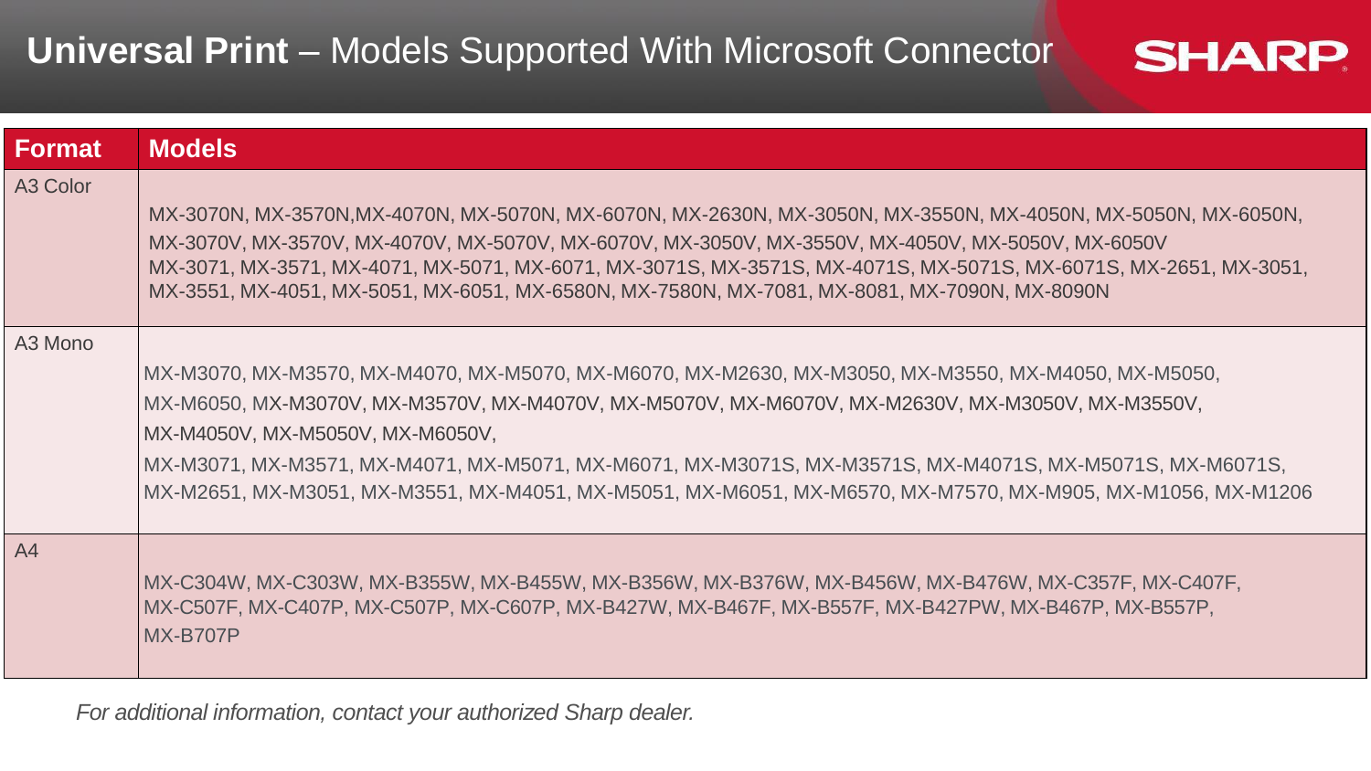# **Universal Print** – Models Supported With Microsoft Connector

| Format | Models |
|---|---|
| A3 Color | MX-3070N, MX-3570N,MX-4070N, MX-5070N, MX-6070N, MX-2630N, MX-3050N, MX-3550N, MX-4050N, MX-5050N, MX-6050N, MX-3070V, MX-3570V, MX-4070V, MX-5070V, MX-6070V, MX-3050V, MX-3550V, MX-4050V, MX-5050V, MX-6050V MX-3071, MX-3571, MX-4071, MX-5071, MX-6071, MX-3071S, MX-3571S, MX-4071S, MX-5071S, MX-6071S, MX-2651, MX-3051, MX-3551, MX-4051, MX-5051, MX-6051, MX-6580N, MX-7580N, MX-7081, MX-8081, MX-7090N, MX-8090N |
| A3 Mono | MX-M3070, MX-M3570, MX-M4070, MX-M5070, MX-M6070, MX-M2630, MX-M3050, MX-M3550, MX-M4050, MX-M5050, MX-M6050, MX-M3070V, MX-M3570V, MX-M4070V, MX-M5070V, MX-M6070V, MX-M2630V, MX-M3050V, MX-M3550V, MX-M4050V, MX-M5050V, MX-M6050V, MX-M3071, MX-M3571, MX-M4071, MX-M5071, MX-M6071, MX-M3071S, MX-M3571S, MX-M4071S, MX-M5071S, MX-M6071S, MX-M2651, MX-M3051, MX-M3551, MX-M4051, MX-M5051, MX-M6051, MX-M6570, MX-M7570, MX-M905, MX-M1056, MX-M1206 |
| A4 | MX-C304W, MX-C303W, MX-B355W, MX-B455W, MX-B356W, MX-B376W, MX-B456W, MX-B476W, MX-C357F, MX-C407F, MX-C507F, MX-C407P, MX-C507P, MX-C607P, MX-B427W, MX-B467F, MX-B557F, MX-B427PW, MX-B467P, MX-B557P, MX-B707P |

*For additional information, contact your authorized Sharp dealer.*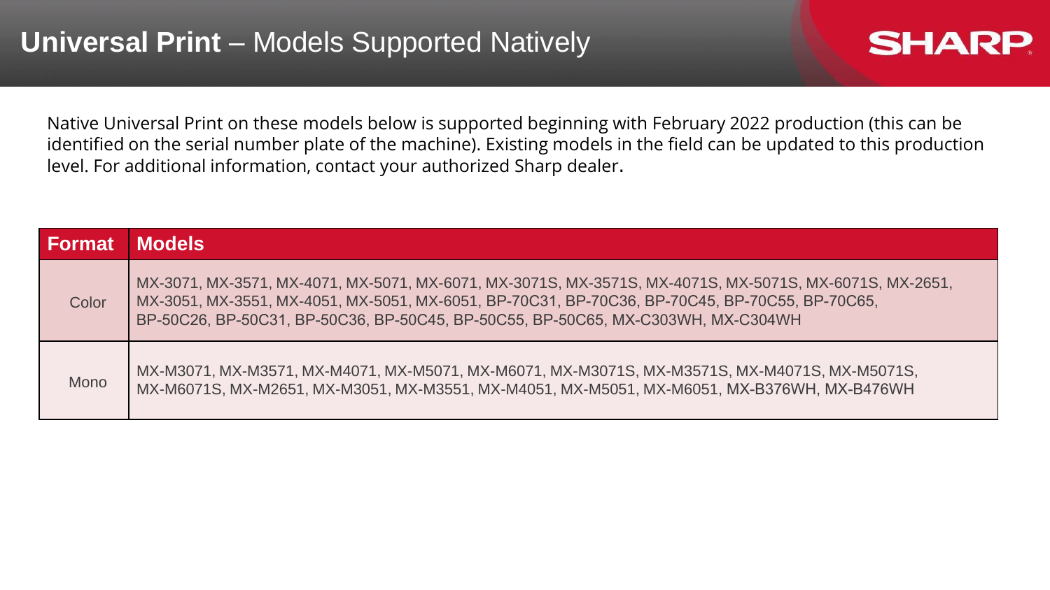# **Universal Print** – Models Supported Natively

Native Universal Print on these models below is supported beginning with February 2022 production (this can be identified on the serial number plate of the machine). Existing models in the field can be updated to this production level. For additional information, contact your authorized Sharp dealer.

| Format | Models |
| --- | --- |
| Color | MX-3071, MX-3571, MX-4071, MX-5071, MX-6071, MX-3071S, MX-3571S, MX-4071S, MX-5071S, MX-6071S, MX-2651, MX-3051, MX-3551, MX-4051, MX-5051, MX-6051, BP-70C31, BP-70C36, BP-70C45, BP-70C55, BP-70C65, BP-50C26, BP-50C31, BP-50C36, BP-50C45, BP-50C55, BP-50C65, MX-C303WH, MX-C304WH |
| Mono | MX-M3071, MX-M3571, MX-M4071, MX-M5071, MX-M6071, MX-M3071S, MX-M3571S, MX-M4071S, MX-M5071S, MX-M6071S, MX-M2651, MX-M3051, MX-M3551, MX-M4051, MX-M5051, MX-M6051, MX-B376WH, MX-B476WH |